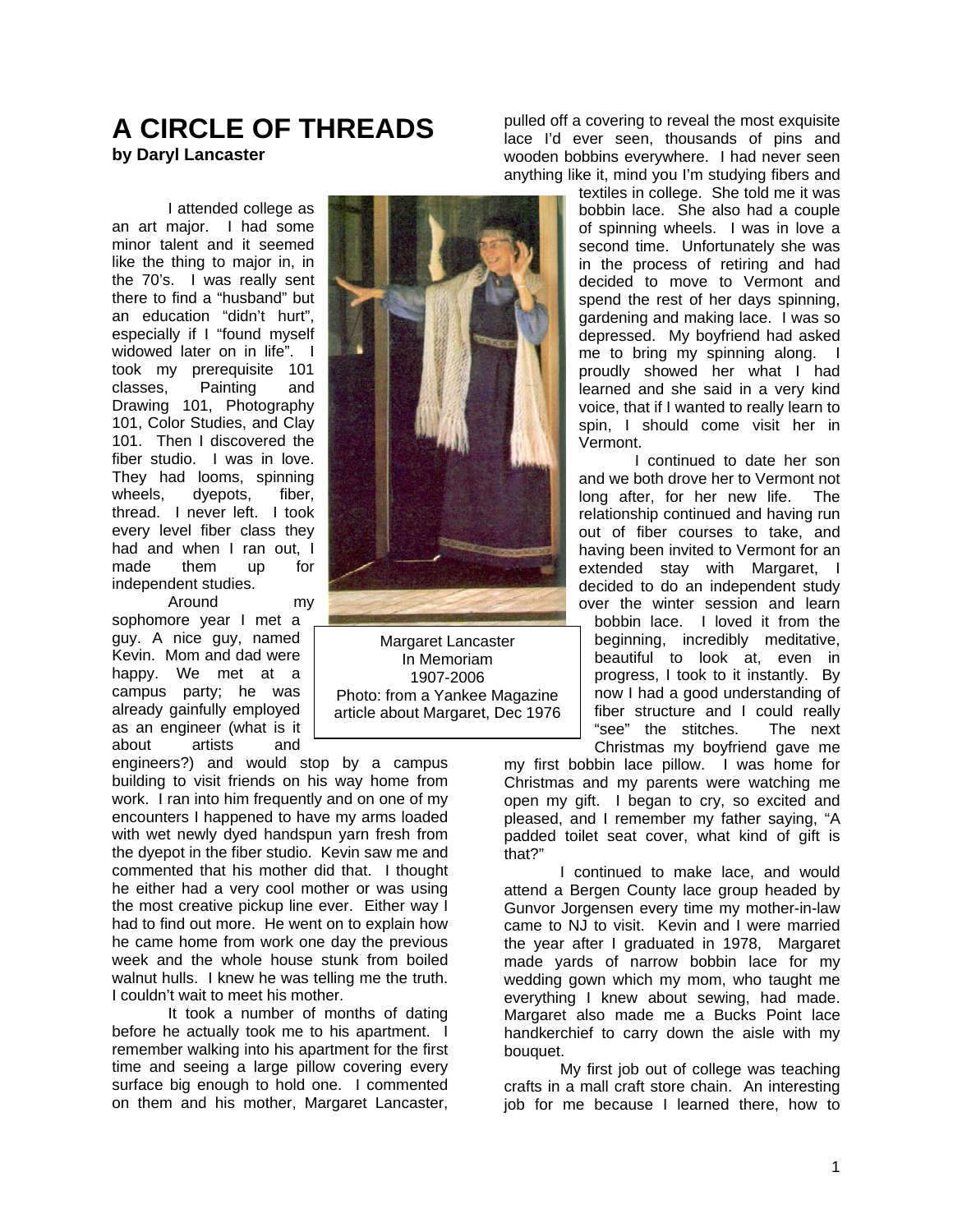# A CIRCLE OF THREADS

**by Daryl Lancaster**

I attended college as an art major. I had some minor talent and it seemed like the thing to major in, in the 70's. I was really sent there to find a "husband" but an education "didn't hurt", especially if I "found myself widowed later on in life". I took my prerequisite 101 classes, Painting and Drawing 101, Photography 101, Color Studies, and Clay 101. Then I discovered the fiber studio. I was in love. They had looms, spinning wheels, dyepots, fiber, thread. I never left. I took every level fiber class they had and when I ran out, I made them up for independent studies.

Around my sophomore year I met a guy. A nice guy, named Kevin. Mom and dad were happy. We met at a campus party; he was already gainfully employed as an engineer (what is it about artists and engineers?) and would stop by a campus building to visit friends on his way home from work. I ran into him frequently and on one of my encounters I happened to have my arms loaded with wet newly dyed handspun yarn fresh from the dyepot in the fiber studio. Kevin saw me and commented that his mother did that. I thought he either had a very cool mother or was using the most creative pickup line ever. Either way I had to find out more. He went on to explain how he came home from work one day the previous week and the whole house stunk from boiled walnut hulls. I knew he was telling me the truth. I couldn't wait to meet his mother.

It took a number of months of dating before he actually took me to his apartment. I remember walking into his apartment for the first time and seeing a large pillow covering every surface big enough to hold one. I commented on them and his mother, Margaret Lancaster, pulled off a covering to reveal the most exquisite lace I'd ever seen, thousands of pins and wooden bobbins everywhere. I had never seen anything like it, mind you I'm studying fibers and textiles in college. She told me it was bobbin lace. She also had a couple of spinning wheels. I was in love a second time. Unfortunately she was in the process of retiring and had decided to move to Vermont and spend the rest of her days spinning, gardening and making lace. I was so depressed. My boyfriend had asked me to bring my spinning along. I proudly showed her what I had learned and she said in a very kind voice, that if I wanted to really learn to spin, I should come visit her in Vermont.

Margaret Lancaster  
In Memoriam  
1907-2006  
Photo: from a Yankee Magazine article about Margaret, Dec 1976

I continued to date her son and we both drove her to Vermont not long after, for her new life. The relationship continued and having run out of fiber courses to take, and having been invited to Vermont for an extended stay with Margaret, I decided to do an independent study over the winter session and learn bobbin lace. I loved it from the beginning, incredibly meditative, beautiful to look at, even in progress, I took to it instantly. By now I had a good understanding of fiber structure and I could really "see" the stitches. The next Christmas my boyfriend gave me my first bobbin lace pillow. I was home for Christmas and my parents were watching me open my gift. I began to cry, so excited and pleased, and I remember my father saying, "A padded toilet seat cover, what kind of gift is that?"

I continued to make lace, and would attend a Bergen County lace group headed by Gunvor Jorgensen every time my mother-in-law came to NJ to visit. Kevin and I were married the year after I graduated in 1978, Margaret made yards of narrow bobbin lace for my wedding gown which my mom, who taught me everything I knew about sewing, had made. Margaret also made me a Bucks Point lace handkerchief to carry down the aisle with my bouquet.

My first job out of college was teaching crafts in a mall craft store chain. An interesting job for me because I learned there, how to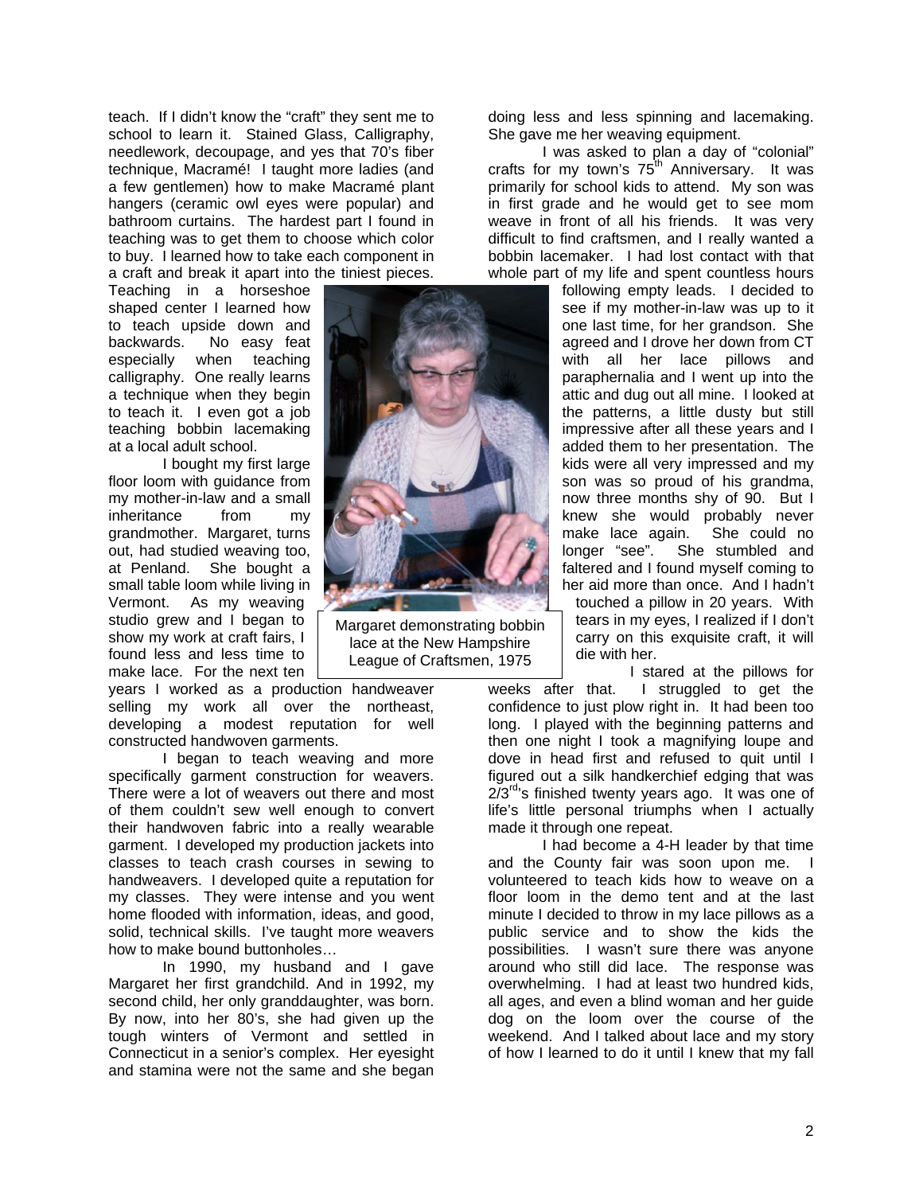teach. If I didn't know the "craft" they sent me to school to learn it. Stained Glass, Calligraphy, needlework, decoupage, and yes that 70's fiber technique, Macramé! I taught more ladies (and a few gentlemen) how to make Macramé plant hangers (ceramic owl eyes were popular) and bathroom curtains. The hardest part I found in teaching was to get them to choose which color to buy. I learned how to take each component in a craft and break it apart into the tiniest pieces. Teaching in a horseshoe shaped center I learned how to teach upside down and backwards. No easy feat especially when teaching calligraphy. One really learns a technique when they begin to teach it. I even got a job teaching bobbin lacemaking at a local adult school.

I bought my first large floor loom with guidance from my mother-in-law and a small inheritance from my grandmother. Margaret, turns out, had studied weaving too, at Penland. She bought a small table loom while living in Vermont. As my weaving studio grew and I began to show my work at craft fairs, I found less and less time to make lace. For the next ten years I worked as a production handweaver selling my work all over the northeast, developing a modest reputation for well constructed handwoven garments.

Margaret demonstrating bobbin lace at the New Hampshire League of Craftsmen, 1975

I began to teach weaving and more specifically garment construction for weavers. There were a lot of weavers out there and most of them couldn't sew well enough to convert their handwoven fabric into a really wearable garment. I developed my production jackets into classes to teach crash courses in sewing to handweavers. I developed quite a reputation for my classes. They were intense and you went home flooded with information, ideas, and good, solid, technical skills. I've taught more weavers how to make bound buttonholes…

In 1990, my husband and I gave Margaret her first grandchild. And in 1992, my second child, her only granddaughter, was born. By now, into her 80's, she had given up the tough winters of Vermont and settled in Connecticut in a senior's complex. Her eyesight and stamina were not the same and she began doing less and less spinning and lacemaking. She gave me her weaving equipment.

I was asked to plan a day of "colonial" crafts for my town's 75th Anniversary. It was primarily for school kids to attend. My son was in first grade and he would get to see mom weave in front of all his friends. It was very difficult to find craftsmen, and I really wanted a bobbin lacemaker. I had lost contact with that whole part of my life and spent countless hours following empty leads. I decided to see if my mother-in-law was up to it one last time, for her grandson. She agreed and I drove her down from CT with all her lace pillows and paraphernalia and I went up into the attic and dug out all mine. I looked at the patterns, a little dusty but still impressive after all these years and I added them to her presentation. The kids were all very impressed and my son was so proud of his grandma, now three months shy of 90. But I knew she would probably never make lace again. She could no longer "see". She stumbled and faltered and I found myself coming to her aid more than once. And I hadn't touched a pillow in 20 years. With tears in my eyes, I realized if I don't carry on this exquisite craft, it will die with her.

I stared at the pillows for weeks after that. I struggled to get the confidence to just plow right in. It had been too long. I played with the beginning patterns and then one night I took a magnifying loupe and dove in head first and refused to quit until I figured out a silk handkerchief edging that was 2/3rd's finished twenty years ago. It was one of life's little personal triumphs when I actually made it through one repeat.

I had become a 4-H leader by that time and the County fair was soon upon me. I volunteered to teach kids how to weave on a floor loom in the demo tent and at the last minute I decided to throw in my lace pillows as a public service and to show the kids the possibilities. I wasn't sure there was anyone around who still did lace. The response was overwhelming. I had at least two hundred kids, all ages, and even a blind woman and her guide dog on the loom over the course of the weekend. And I talked about lace and my story of how I learned to do it until I knew that my fall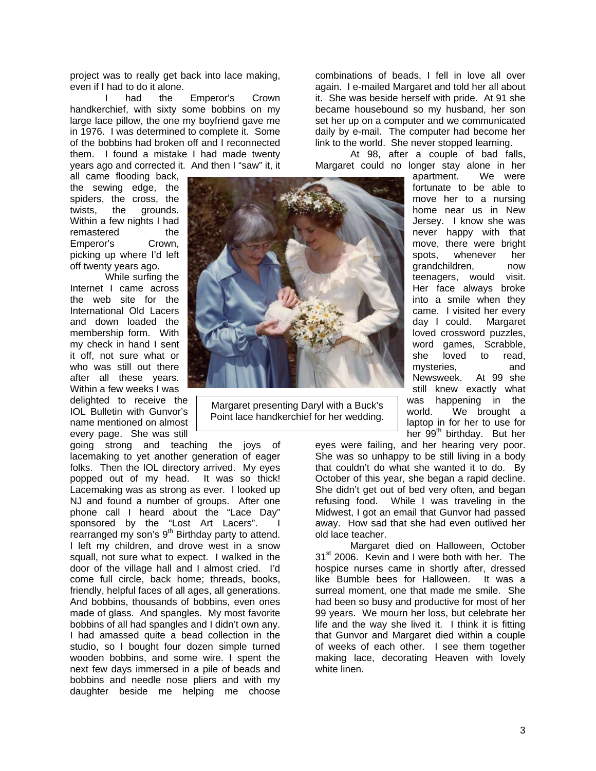project was to really get back into lace making, even if I had to do it alone.

I had the Emperor's Crown handkerchief, with sixty some bobbins on my large lace pillow, the one my boyfriend gave me in 1976. I was determined to complete it. Some of the bobbins had broken off and I reconnected them. I found a mistake I had made twenty years ago and corrected it. And then I "saw" it, it all came flooding back, the sewing edge, the spiders, the cross, the twists, the grounds. Within a few nights I had remastered the Emperor's Crown, picking up where I'd left off twenty years ago.

While surfing the Internet I came across the web site for the International Old Lacers and down loaded the membership form. With my check in hand I sent it off, not sure what or who was still out there after all these years. Within a few weeks I was delighted to receive the IOL Bulletin with Gunvor's name mentioned on almost every page. She was still going strong and teaching the joys of lacemaking to yet another generation of eager folks. Then the IOL directory arrived. My eyes popped out of my head. It was so thick! Lacemaking was as strong as ever. I looked up NJ and found a number of groups. After one phone call I heard about the "Lace Day" sponsored by the "Lost Art Lacers". I rearranged my son's 9th Birthday party to attend. I left my children, and drove west in a snow squall, not sure what to expect. I walked in the door of the village hall and I almost cried. I'd come full circle, back home; threads, books, friendly, helpful faces of all ages, all generations. And bobbins, thousands of bobbins, even ones made of glass. And spangles. My most favorite bobbins of all had spangles and I didn't own any. I had amassed quite a bead collection in the studio, so I bought four dozen simple turned wooden bobbins, and some wire. I spent the next few days immersed in a pile of beads and bobbins and needle nose pliers and with my daughter beside me helping me choose combinations of beads, I fell in love all over again. I e-mailed Margaret and told her all about it. She was beside herself with pride. At 91 she became housebound so my husband, her son set her up on a computer and we communicated daily by e-mail. The computer had become her link to the world. She never stopped learning.

Margaret presenting Daryl with a Buck's Point lace handkerchief for her wedding.

At 98, after a couple of bad falls, Margaret could no longer stay alone in her apartment. We were fortunate to be able to move her to a nursing home near us in New Jersey. I know she was never happy with that move, there were bright spots, whenever her grandchildren, now teenagers, would visit. Her face always broke into a smile when they came. I visited her every day I could. Margaret loved crossword puzzles, word games, Scrabble, she loved to read, mysteries, and Newsweek. At 99 she still knew exactly what was happening in the world. We brought a laptop in for her to use for her 99th birthday. But her eyes were failing, and her hearing very poor. She was so unhappy to be still living in a body that couldn't do what she wanted it to do. By October of this year, she began a rapid decline. She didn't get out of bed very often, and began refusing food. While I was traveling in the Midwest, I got an email that Gunvor had passed away. How sad that she had even outlived her old lace teacher.

Margaret died on Halloween, October 31st 2006. Kevin and I were both with her. The hospice nurses came in shortly after, dressed like Bumble bees for Halloween. It was a surreal moment, one that made me smile. She had been so busy and productive for most of her 99 years. We mourn her loss, but celebrate her life and the way she lived it. I think it is fitting that Gunvor and Margaret died within a couple of weeks of each other. I see them together making lace, decorating Heaven with lovely white linen.